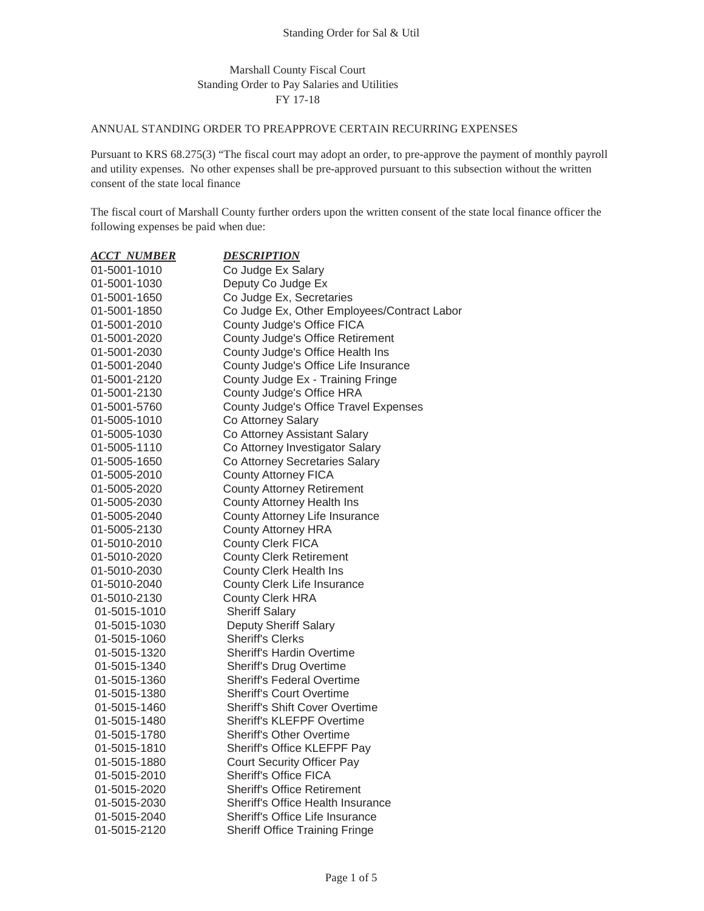Marshall County Fiscal Court
Standing Order to Pay Salaries and Utilities
FY 17-18

ANNUAL STANDING ORDER TO PREAPPROVE CERTAIN RECURRING EXPENSES

Pursuant to KRS 68.275(3) "The fiscal court may adopt an order, to pre-approve the payment of monthly payroll and utility expenses. No other expenses shall be pre-approved pursuant to this subsection without the written consent of the state local finance

The fiscal court of Marshall County further orders upon the written consent of the state local finance officer the following expenses be paid when due:

| ***ACCT NUMBER*** | ***DESCRIPTION*** |
|---|---|
| 01-5001-1010 | Co Judge Ex Salary |
| 01-5001-1030 | Deputy Co Judge Ex |
| 01-5001-1650 | Co Judge Ex, Secretaries |
| 01-5001-1850 | Co Judge Ex, Other Employees/Contract Labor |
| 01-5001-2010 | County Judge's Office FICA |
| 01-5001-2020 | County Judge's Office Retirement |
| 01-5001-2030 | County Judge's Office Health Ins |
| 01-5001-2040 | County Judge's Office Life Insurance |
| 01-5001-2120 | County Judge Ex - Training Fringe |
| 01-5001-2130 | County Judge's Office HRA |
| 01-5001-5760 | County Judge's Office Travel Expenses |
| 01-5005-1010 | Co Attorney Salary |
| 01-5005-1030 | Co Attorney Assistant Salary |
| 01-5005-1110 | Co Attorney Investigator Salary |
| 01-5005-1650 | Co Attorney Secretaries Salary |
| 01-5005-2010 | County Attorney FICA |
| 01-5005-2020 | County Attorney Retirement |
| 01-5005-2030 | County Attorney Health Ins |
| 01-5005-2040 | County Attorney Life Insurance |
| 01-5005-2130 | County Attorney HRA |
| 01-5010-2010 | County Clerk FICA |
| 01-5010-2020 | County Clerk Retirement |
| 01-5010-2030 | County Clerk Health Ins |
| 01-5010-2040 | County Clerk Life Insurance |
| 01-5010-2130 | County Clerk HRA |
| 01-5015-1010 | Sheriff Salary |
| 01-5015-1030 | Deputy Sheriff Salary |
| 01-5015-1060 | Sheriff's Clerks |
| 01-5015-1320 | Sheriff's Hardin Overtime |
| 01-5015-1340 | Sheriff's Drug Overtime |
| 01-5015-1360 | Sheriff's Federal Overtime |
| 01-5015-1380 | Sheriff's Court Overtime |
| 01-5015-1460 | Sheriff's Shift Cover Overtime |
| 01-5015-1480 | Sheriff's KLEFPF Overtime |
| 01-5015-1780 | Sheriff's Other Overtime |
| 01-5015-1810 | Sheriff's Office KLEFPF Pay |
| 01-5015-1880 | Court Security Officer Pay |
| 01-5015-2010 | Sheriff's Office FICA |
| 01-5015-2020 | Sheriff's Office Retirement |
| 01-5015-2030 | Sheriff's Office Health Insurance |
| 01-5015-2040 | Sheriff's Office Life Insurance |
| 01-5015-2120 | Sheriff Office Training Fringe |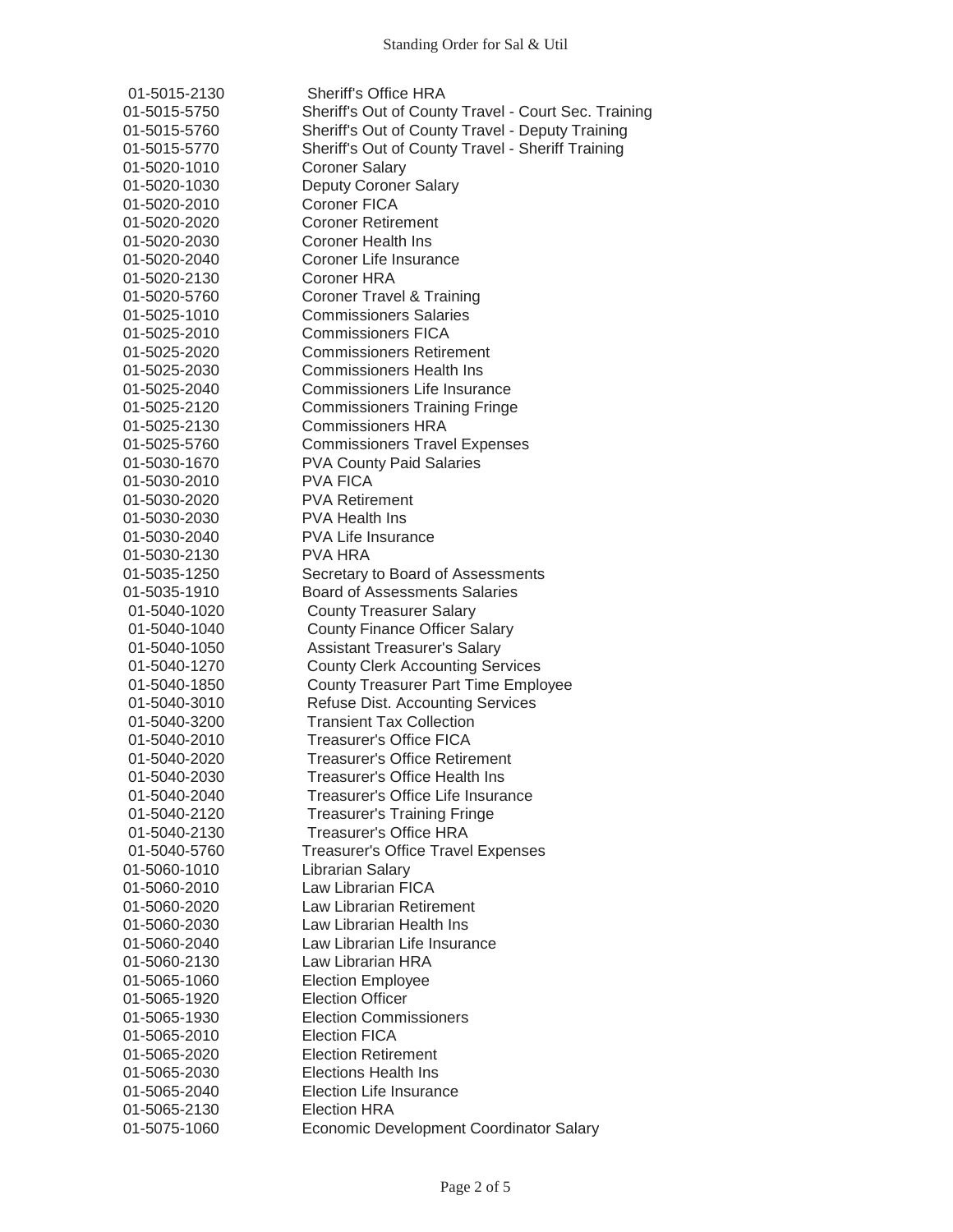| | |
|---|---|
| 01-5015-2130 | Sheriff's Office HRA |
| 01-5015-5750 | Sheriff's Out of County Travel - Court Sec. Training |
| 01-5015-5760 | Sheriff's Out of County Travel - Deputy Training |
| 01-5015-5770 | Sheriff's Out of County Travel - Sheriff Training |
| 01-5020-1010 | Coroner Salary |
| 01-5020-1030 | Deputy Coroner Salary |
| 01-5020-2010 | Coroner FICA |
| 01-5020-2020 | Coroner Retirement |
| 01-5020-2030 | Coroner Health Ins |
| 01-5020-2040 | Coroner Life Insurance |
| 01-5020-2130 | Coroner HRA |
| 01-5020-5760 | Coroner Travel & Training |
| 01-5025-1010 | Commissioners Salaries |
| 01-5025-2010 | Commissioners FICA |
| 01-5025-2020 | Commissioners Retirement |
| 01-5025-2030 | Commissioners Health Ins |
| 01-5025-2040 | Commissioners Life Insurance |
| 01-5025-2120 | Commissioners Training Fringe |
| 01-5025-2130 | Commissioners HRA |
| 01-5025-5760 | Commissioners Travel Expenses |
| 01-5030-1670 | PVA County Paid Salaries |
| 01-5030-2010 | PVA FICA |
| 01-5030-2020 | PVA Retirement |
| 01-5030-2030 | PVA Health Ins |
| 01-5030-2040 | PVA Life Insurance |
| 01-5030-2130 | PVA HRA |
| 01-5035-1250 | Secretary to Board of Assessments |
| 01-5035-1910 | Board of Assessments Salaries |
| 01-5040-1020 | County Treasurer Salary |
| 01-5040-1040 | County Finance Officer Salary |
| 01-5040-1050 | Assistant Treasurer's Salary |
| 01-5040-1270 | County Clerk Accounting Services |
| 01-5040-1850 | County Treasurer Part Time Employee |
| 01-5040-3010 | Refuse Dist. Accounting Services |
| 01-5040-3200 | Transient Tax Collection |
| 01-5040-2010 | Treasurer's Office FICA |
| 01-5040-2020 | Treasurer's Office Retirement |
| 01-5040-2030 | Treasurer's Office Health Ins |
| 01-5040-2040 | Treasurer's Office Life Insurance |
| 01-5040-2120 | Treasurer's Training Fringe |
| 01-5040-2130 | Treasurer's Office HRA |
| 01-5040-5760 | Treasurer's Office Travel Expenses |
| 01-5060-1010 | Librarian Salary |
| 01-5060-2010 | Law Librarian FICA |
| 01-5060-2020 | Law Librarian Retirement |
| 01-5060-2030 | Law Librarian Health Ins |
| 01-5060-2040 | Law Librarian Life Insurance |
| 01-5060-2130 | Law Librarian HRA |
| 01-5065-1060 | Election Employee |
| 01-5065-1920 | Election Officer |
| 01-5065-1930 | Election Commissioners |
| 01-5065-2010 | Election FICA |
| 01-5065-2020 | Election Retirement |
| 01-5065-2030 | Elections Health Ins |
| 01-5065-2040 | Election Life Insurance |
| 01-5065-2130 | Election HRA |
| 01-5075-1060 | Economic Development Coordinator Salary |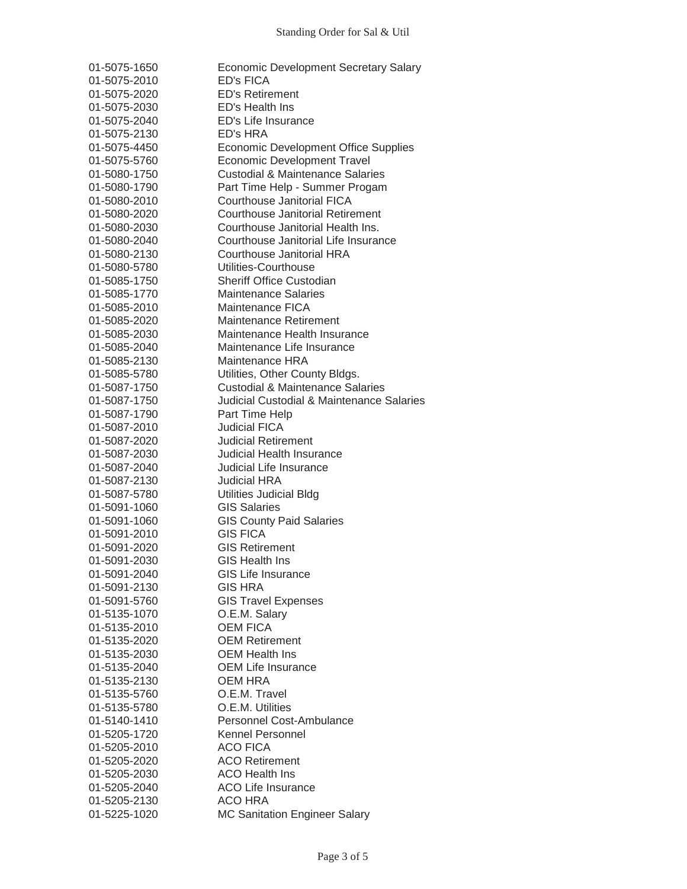| | |
|---|---|
| 01-5075-1650 | Economic Development Secretary Salary |
| 01-5075-2010 | ED's FICA |
| 01-5075-2020 | ED's Retirement |
| 01-5075-2030 | ED's Health Ins |
| 01-5075-2040 | ED's Life Insurance |
| 01-5075-2130 | ED's HRA |
| 01-5075-4450 | Economic Development Office Supplies |
| 01-5075-5760 | Economic Development Travel |
| 01-5080-1750 | Custodial & Maintenance Salaries |
| 01-5080-1790 | Part Time Help - Summer Progam |
| 01-5080-2010 | Courthouse Janitorial FICA |
| 01-5080-2020 | Courthouse Janitorial Retirement |
| 01-5080-2030 | Courthouse Janitorial Health Ins. |
| 01-5080-2040 | Courthouse Janitorial Life Insurance |
| 01-5080-2130 | Courthouse Janitorial HRA |
| 01-5080-5780 | Utilities-Courthouse |
| 01-5085-1750 | Sheriff Office Custodian |
| 01-5085-1770 | Maintenance Salaries |
| 01-5085-2010 | Maintenance FICA |
| 01-5085-2020 | Maintenance Retirement |
| 01-5085-2030 | Maintenance Health Insurance |
| 01-5085-2040 | Maintenance Life Insurance |
| 01-5085-2130 | Maintenance HRA |
| 01-5085-5780 | Utilities, Other County Bldgs. |
| 01-5087-1750 | Custodial & Maintenance Salaries |
| 01-5087-1750 | Judicial Custodial & Maintenance Salaries |
| 01-5087-1790 | Part Time Help |
| 01-5087-2010 | Judicial FICA |
| 01-5087-2020 | Judicial Retirement |
| 01-5087-2030 | Judicial Health Insurance |
| 01-5087-2040 | Judicial Life Insurance |
| 01-5087-2130 | Judicial HRA |
| 01-5087-5780 | Utilities Judicial Bldg |
| 01-5091-1060 | GIS Salaries |
| 01-5091-1060 | GIS County Paid Salaries |
| 01-5091-2010 | GIS FICA |
| 01-5091-2020 | GIS Retirement |
| 01-5091-2030 | GIS Health Ins |
| 01-5091-2040 | GIS Life Insurance |
| 01-5091-2130 | GIS HRA |
| 01-5091-5760 | GIS Travel Expenses |
| 01-5135-1070 | O.E.M. Salary |
| 01-5135-2010 | OEM FICA |
| 01-5135-2020 | OEM Retirement |
| 01-5135-2030 | OEM Health Ins |
| 01-5135-2040 | OEM Life Insurance |
| 01-5135-2130 | OEM HRA |
| 01-5135-5760 | O.E.M. Travel |
| 01-5135-5780 | O.E.M. Utilities |
| 01-5140-1410 | Personnel Cost-Ambulance |
| 01-5205-1720 | Kennel Personnel |
| 01-5205-2010 | ACO FICA |
| 01-5205-2020 | ACO Retirement |
| 01-5205-2030 | ACO Health Ins |
| 01-5205-2040 | ACO Life Insurance |
| 01-5205-2130 | ACO HRA |
| 01-5225-1020 | MC Sanitation Engineer Salary |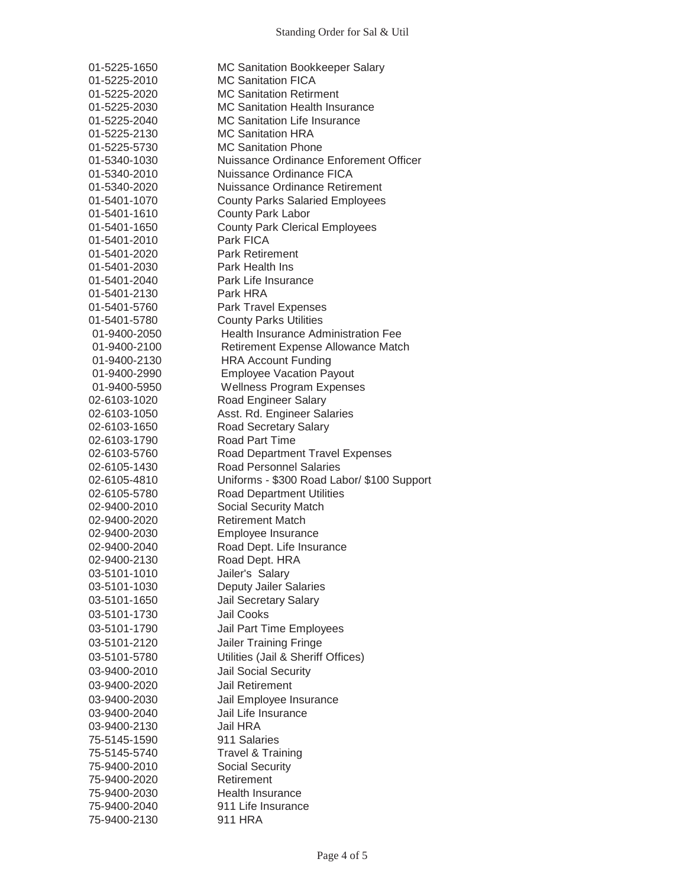| Account | Description |
|---|---|
| 01-5225-1650 | MC Sanitation Bookkeeper Salary |
| 01-5225-2010 | MC Sanitation FICA |
| 01-5225-2020 | MC Sanitation Retirment |
| 01-5225-2030 | MC Sanitation Health Insurance |
| 01-5225-2040 | MC Sanitation Life Insurance |
| 01-5225-2130 | MC Sanitation HRA |
| 01-5225-5730 | MC Sanitation Phone |
| 01-5340-1030 | Nuissance Ordinance Enforement Officer |
| 01-5340-2010 | Nuissance Ordinance FICA |
| 01-5340-2020 | Nuissance Ordinance Retirement |
| 01-5401-1070 | County Parks Salaried Employees |
| 01-5401-1610 | County Park Labor |
| 01-5401-1650 | County Park Clerical Employees |
| 01-5401-2010 | Park FICA |
| 01-5401-2020 | Park Retirement |
| 01-5401-2030 | Park Health Ins |
| 01-5401-2040 | Park Life Insurance |
| 01-5401-2130 | Park HRA |
| 01-5401-5760 | Park Travel Expenses |
| 01-5401-5780 | County Parks Utilities |
| 01-9400-2050 | Health Insurance Administration Fee |
| 01-9400-2100 | Retirement Expense Allowance Match |
| 01-9400-2130 | HRA Account Funding |
| 01-9400-2990 | Employee Vacation Payout |
| 01-9400-5950 | Wellness Program Expenses |
| 02-6103-1020 | Road Engineer Salary |
| 02-6103-1050 | Asst. Rd. Engineer Salaries |
| 02-6103-1650 | Road Secretary Salary |
| 02-6103-1790 | Road Part Time |
| 02-6103-5760 | Road Department Travel Expenses |
| 02-6105-1430 | Road Personnel Salaries |
| 02-6105-4810 | Uniforms - $300 Road Labor/ $100 Support |
| 02-6105-5780 | Road Department Utilities |
| 02-9400-2010 | Social Security Match |
| 02-9400-2020 | Retirement Match |
| 02-9400-2030 | Employee Insurance |
| 02-9400-2040 | Road Dept. Life Insurance |
| 02-9400-2130 | Road Dept. HRA |
| 03-5101-1010 | Jailer's Salary |
| 03-5101-1030 | Deputy Jailer Salaries |
| 03-5101-1650 | Jail Secretary Salary |
| 03-5101-1730 | Jail Cooks |
| 03-5101-1790 | Jail Part Time Employees |
| 03-5101-2120 | Jailer Training Fringe |
| 03-5101-5780 | Utilities (Jail & Sheriff Offices) |
| 03-9400-2010 | Jail Social Security |
| 03-9400-2020 | Jail Retirement |
| 03-9400-2030 | Jail Employee Insurance |
| 03-9400-2040 | Jail Life Insurance |
| 03-9400-2130 | Jail HRA |
| 75-5145-1590 | 911 Salaries |
| 75-5145-5740 | Travel & Training |
| 75-9400-2010 | Social Security |
| 75-9400-2020 | Retirement |
| 75-9400-2030 | Health Insurance |
| 75-9400-2040 | 911 Life Insurance |
| 75-9400-2130 | 911 HRA |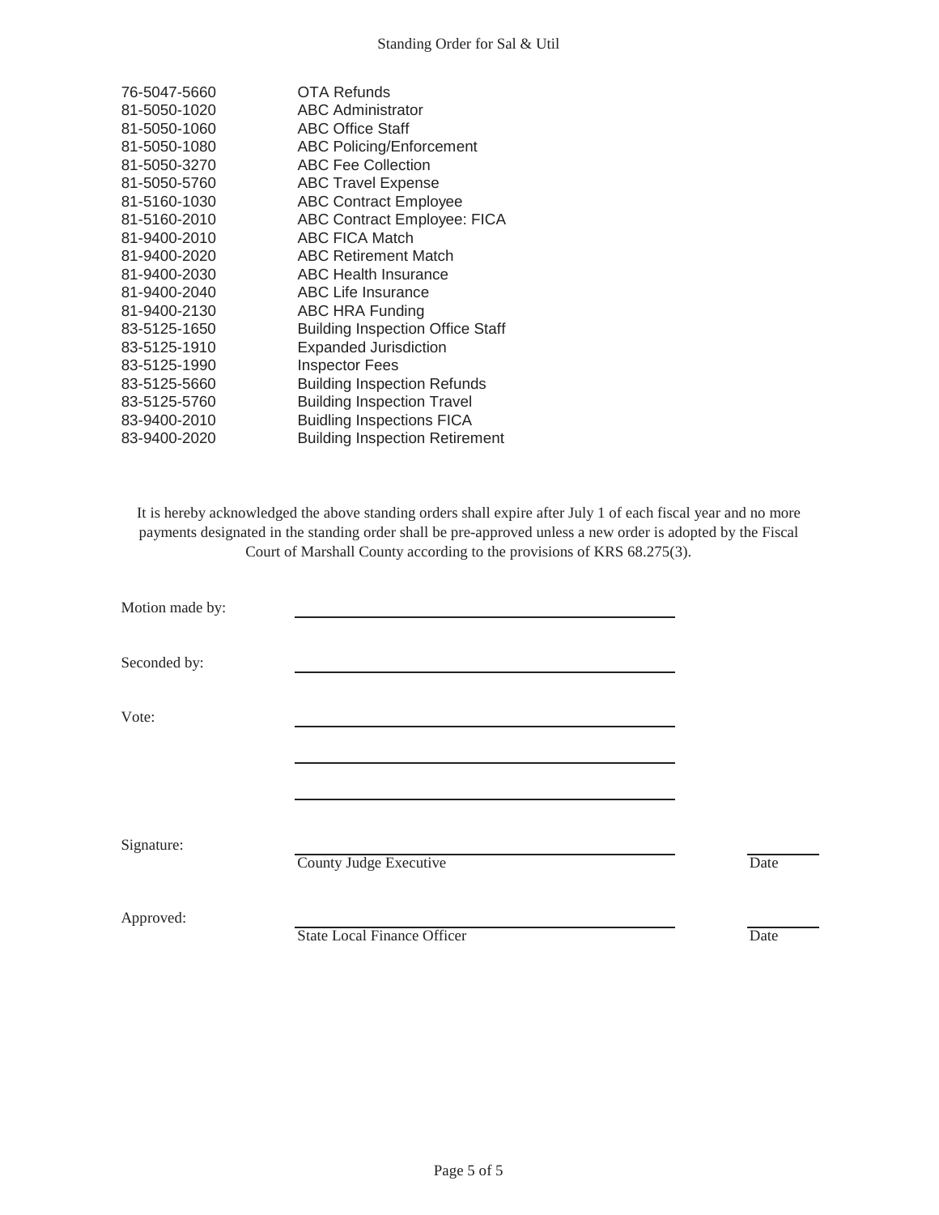| | |
|---|---|
| 76-5047-5660 | OTA Refunds |
| 81-5050-1020 | ABC Administrator |
| 81-5050-1060 | ABC Office Staff |
| 81-5050-1080 | ABC Policing/Enforcement |
| 81-5050-3270 | ABC Fee Collection |
| 81-5050-5760 | ABC Travel Expense |
| 81-5160-1030 | ABC Contract Employee |
| 81-5160-2010 | ABC Contract Employee: FICA |
| 81-9400-2010 | ABC FICA Match |
| 81-9400-2020 | ABC Retirement Match |
| 81-9400-2030 | ABC Health Insurance |
| 81-9400-2040 | ABC Life Insurance |
| 81-9400-2130 | ABC HRA Funding |
| 83-5125-1650 | Building Inspection Office Staff |
| 83-5125-1910 | Expanded Jurisdiction |
| 83-5125-1990 | Inspector Fees |
| 83-5125-5660 | Building Inspection Refunds |
| 83-5125-5760 | Building Inspection Travel |
| 83-9400-2010 | Buidling Inspections FICA |
| 83-9400-2020 | Building Inspection Retirement |

It is hereby acknowledged the above standing orders shall expire after July 1 of each fiscal year and no more payments designated in the standing order shall be pre-approved unless a new order is adopted by the Fiscal Court of Marshall County according to the provisions of KRS 68.275(3).

Motion made by: ______________________________

Seconded by: ______________________________

Vote: ______________________________

______________________________

______________________________

Signature: ______________________________ ________
County Judge Executive Date

Approved: ______________________________ ________
State Local Finance Officer Date